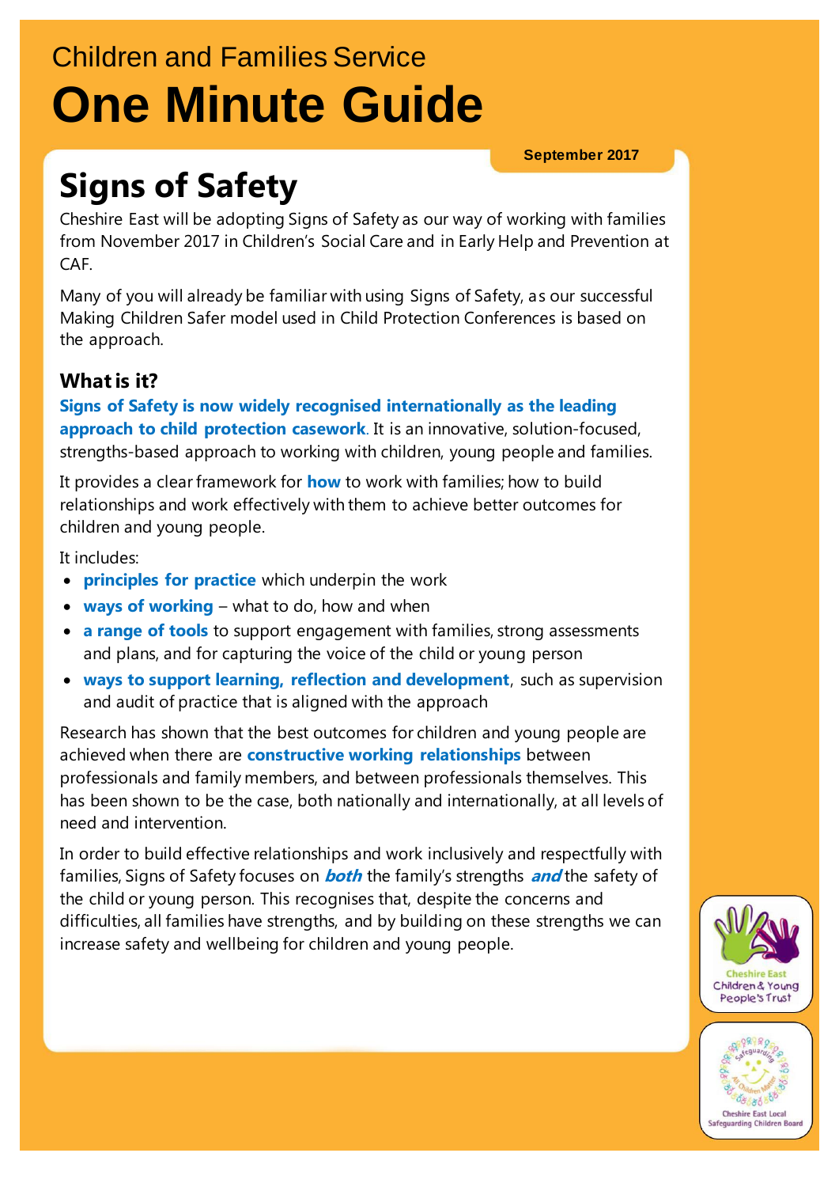Children and Families Service

# One Minute Guide

September 2017

## Signs of Safety

Cheshire East will be adopting Signs of Safety as our way of working with families from November 2017 in Children's Social Care and in Early Help and Prevention at CAF.

Many of you will already be familiar with using Signs of Safety, as our successful Making Children Safer model used in Child Protection Conferences is based on the approach.

### What is it?

**Signs of Safety is now widely recognised internationally as the leading approach to child protection casework**. It is an innovative, solution-focused, strengths-based approach to working with children, young people and families.

It provides a clear framework for **how** to work with families; how to build relationships and work effectively with them to achieve better outcomes for children and young people.

It includes:

- **principles for practice** which underpin the work
- **ways of working** – what to do, how and when
- **a range of tools** to support engagement with families, strong assessments and plans, and for capturing the voice of the child or young person
- **ways to support learning, reflection and development**, such as supervision and audit of practice that is aligned with the approach

Research has shown that the best outcomes for children and young people are achieved when there are **constructive working relationships** between professionals and family members, and between professionals themselves. This has been shown to be the case, both nationally and internationally, at all levels of need and intervention.

In order to build effective relationships and work inclusively and respectfully with families, Signs of Safety focuses on ***both*** the family's strengths ***and*** the safety of the child or young person. This recognises that, despite the concerns and difficulties, all families have strengths, and by building on these strengths we can increase safety and wellbeing for children and young people.

Cheshire East Children & Young People's Trust

Cheshire East Local Safeguarding Children Board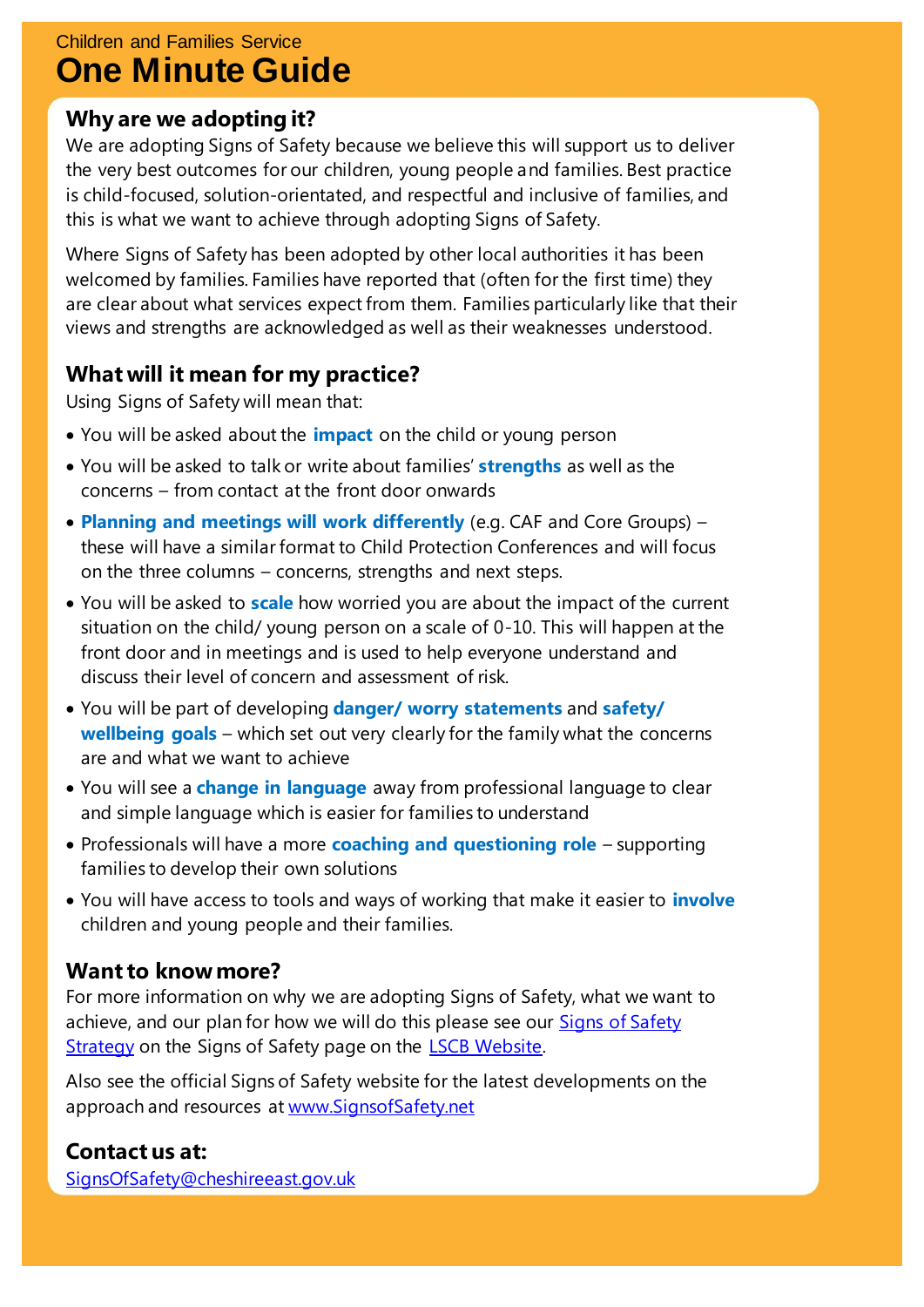Children and Families Service

# One Minute Guide

## Why are we adopting it?

We are adopting Signs of Safety because we believe this will support us to deliver the very best outcomes for our children, young people and families. Best practice is child-focused, solution-orientated, and respectful and inclusive of families, and this is what we want to achieve through adopting Signs of Safety.

Where Signs of Safety has been adopted by other local authorities it has been welcomed by families. Families have reported that (often for the first time) they are clear about what services expect from them. Families particularly like that their views and strengths are acknowledged as well as their weaknesses understood.

## What will it mean for my practice?

Using Signs of Safety will mean that:

- You will be asked about the **impact** on the child or young person
- You will be asked to talk or write about families' **strengths** as well as the concerns – from contact at the front door onwards
- **Planning and meetings will work differently** (e.g. CAF and Core Groups) – these will have a similar format to Child Protection Conferences and will focus on the three columns – concerns, strengths and next steps.
- You will be asked to **scale** how worried you are about the impact of the current situation on the child/ young person on a scale of 0-10. This will happen at the front door and in meetings and is used to help everyone understand and discuss their level of concern and assessment of risk.
- You will be part of developing **danger/ worry statements** and **safety/ wellbeing goals** – which set out very clearly for the family what the concerns are and what we want to achieve
- You will see a **change in language** away from professional language to clear and simple language which is easier for families to understand
- Professionals will have a more **coaching and questioning role** – supporting families to develop their own solutions
- You will have access to tools and ways of working that make it easier to **involve** children and young people and their families.

## Want to know more?

For more information on why we are adopting Signs of Safety, what we want to achieve, and our plan for how we will do this please see our Signs of Safety Strategy on the Signs of Safety page on the LSCB Website.

Also see the official Signs of Safety website for the latest developments on the approach and resources at www.SignsofSafety.net

## Contact us at:

SignsOfSafety@cheshireeast.gov.uk